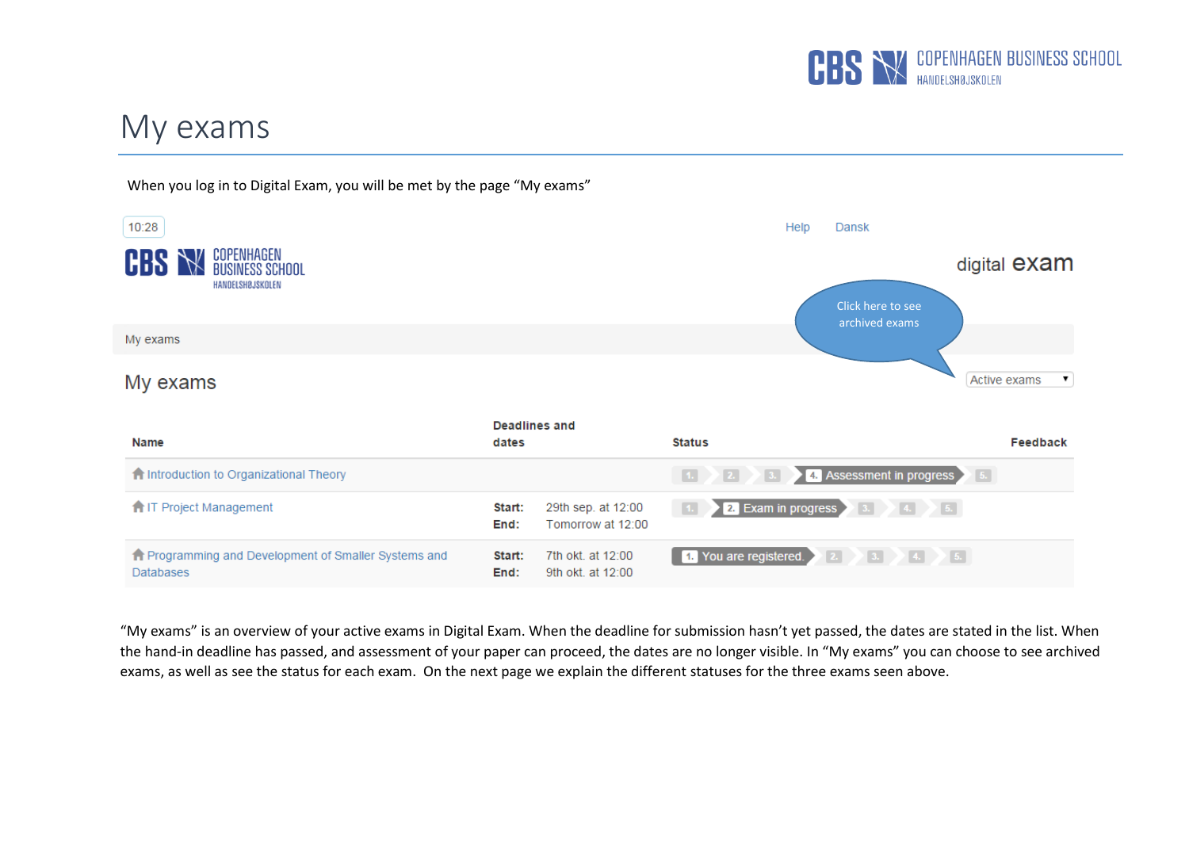# My exams

When you log in to Digital Exam, you will be met by the page "My exams"

10:28

Help Dansk

digital exam

Click here to see archived exams

My exams

## My exams

Active exams

| Name | Deadlines and dates | | Status | Feedback |
|---|---|---|---|---|
| Introduction to Organizational Theory | | | 1. 2. 3. 4. Assessment in progress 5. | |
| IT Project Management | Start: End: | 29th sep. at 12:00 Tomorrow at 12:00 | 1. 2. Exam in progress 3. 4. 5. | |
| Programming and Development of Smaller Systems and Databases | Start: End: | 7th okt. at 12:00 9th okt. at 12:00 | 1. You are registered. 2. 3. 4. 5. | |

"My exams" is an overview of your active exams in Digital Exam. When the deadline for submission hasn't yet passed, the dates are stated in the list. When the hand-in deadline has passed, and assessment of your paper can proceed, the dates are no longer visible. In "My exams" you can choose to see archived exams, as well as see the status for each exam. On the next page we explain the different statuses for the three exams seen above.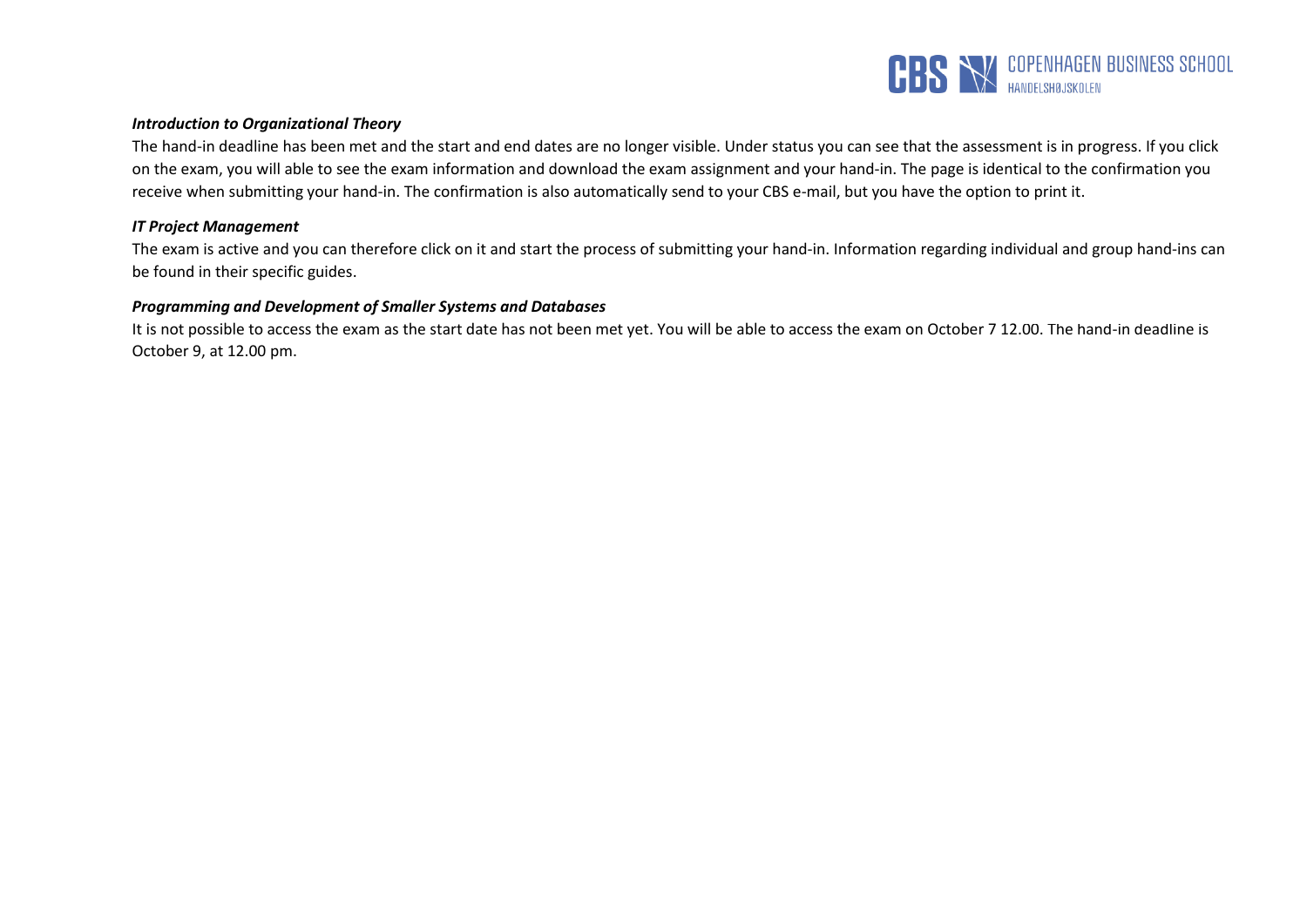***Introduction to Organizational Theory***

The hand-in deadline has been met and the start and end dates are no longer visible. Under status you can see that the assessment is in progress. If you click on the exam, you will able to see the exam information and download the exam assignment and your hand-in. The page is identical to the confirmation you receive when submitting your hand-in. The confirmation is also automatically send to your CBS e-mail, but you have the option to print it.

***IT Project Management***

The exam is active and you can therefore click on it and start the process of submitting your hand-in. Information regarding individual and group hand-ins can be found in their specific guides.

***Programming and Development of Smaller Systems and Databases***

It is not possible to access the exam as the start date has not been met yet. You will be able to access the exam on October 7 12.00. The hand-in deadline is October 9, at 12.00 pm.